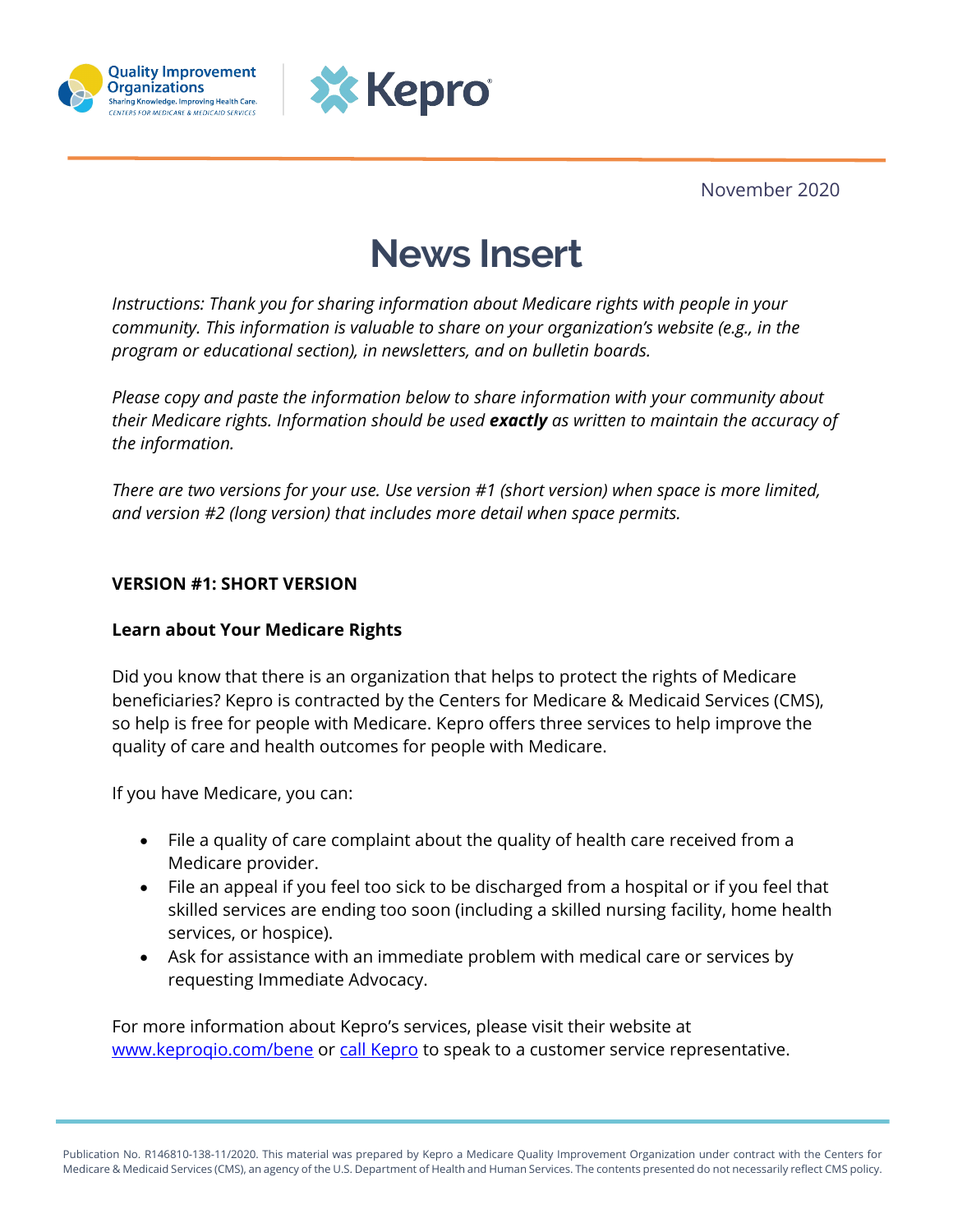November 2020

# News Insert

*Instructions: Thank you for sharing information about Medicare rights with people in your community. This information is valuable to share on your organization's website (e.g., in the program or educational section), in newsletters, and on bulletin boards.*

*Please copy and paste the information below to share information with your community about their Medicare rights. Information should be used* ***exactly*** *as written to maintain the accuracy of the information.*

*There are two versions for your use. Use version #1 (short version) when space is more limited, and version #2 (long version) that includes more detail when space permits.*

**VERSION #1: SHORT VERSION**

**Learn about Your Medicare Rights**

Did you know that there is an organization that helps to protect the rights of Medicare beneficiaries? Kepro is contracted by the Centers for Medicare & Medicaid Services (CMS), so help is free for people with Medicare. Kepro offers three services to help improve the quality of care and health outcomes for people with Medicare.

If you have Medicare, you can:

- File a quality of care complaint about the quality of health care received from a Medicare provider.
- File an appeal if you feel too sick to be discharged from a hospital or if you feel that skilled services are ending too soon (including a skilled nursing facility, home health services, or hospice).
- Ask for assistance with an immediate problem with medical care or services by requesting Immediate Advocacy.

For more information about Kepro's services, please visit their website at [www.keproqio.com/bene](http://www.keproqio.com/bene) or call Kepro to speak to a customer service representative.

Publication No. R146810-138-11/2020. This material was prepared by Kepro a Medicare Quality Improvement Organization under contract with the Centers for Medicare & Medicaid Services (CMS), an agency of the U.S. Department of Health and Human Services. The contents presented do not necessarily reflect CMS policy.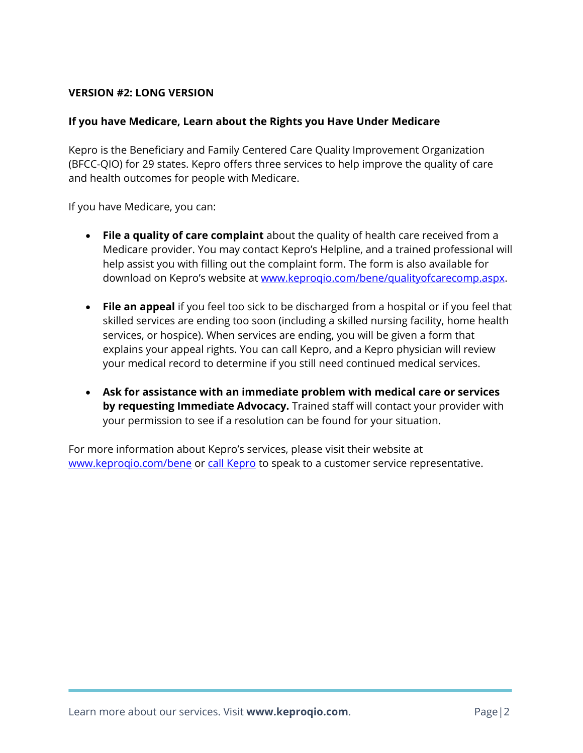**VERSION #2: LONG VERSION**

**If you have Medicare, Learn about the Rights you Have Under Medicare**

Kepro is the Beneficiary and Family Centered Care Quality Improvement Organization (BFCC-QIO) for 29 states. Kepro offers three services to help improve the quality of care and health outcomes for people with Medicare.

If you have Medicare, you can:

- **File a quality of care complaint** about the quality of health care received from a Medicare provider. You may contact Kepro's Helpline, and a trained professional will help assist you with filling out the complaint form. The form is also available for download on Kepro's website at [www.keproqio.com/bene/qualityofcarecomp.aspx](www.keproqio.com/bene/qualityofcarecomp.aspx).

- **File an appeal** if you feel too sick to be discharged from a hospital or if you feel that skilled services are ending too soon (including a skilled nursing facility, home health services, or hospice). When services are ending, you will be given a form that explains your appeal rights. You can call Kepro, and a Kepro physician will review your medical record to determine if you still need continued medical services.

- **Ask for assistance with an immediate problem with medical care or services by requesting Immediate Advocacy.** Trained staff will contact your provider with your permission to see if a resolution can be found for your situation.

For more information about Kepro's services, please visit their website at [www.keproqio.com/bene](www.keproqio.com/bene) or call Kepro to speak to a customer service representative.